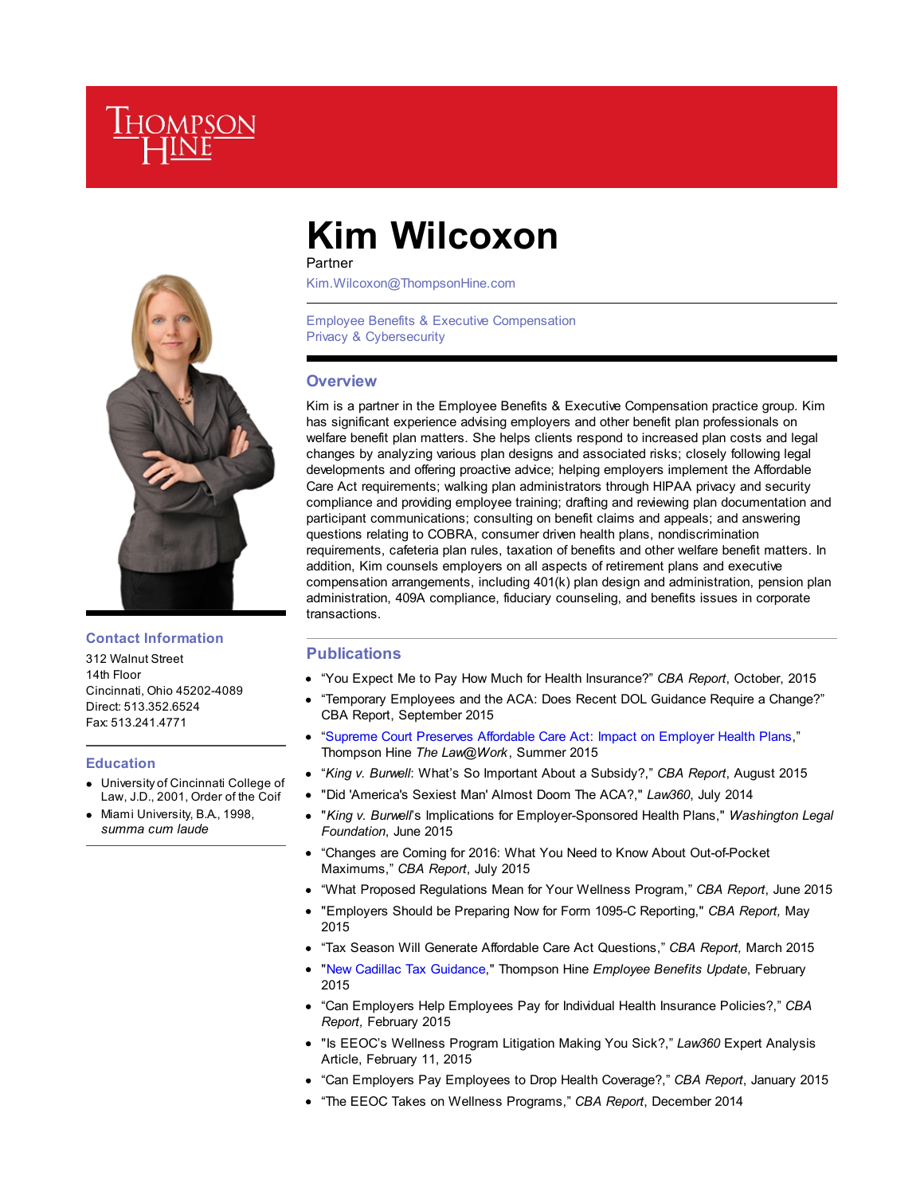# Kim Wilcoxon

Partner

Kim.Wilcoxon@ThompsonHine.com

Employee Benefits & Executive Compensation
Privacy & Cybersecurity

## Overview

Kim is a partner in the Employee Benefits & Executive Compensation practice group. Kim has significant experience advising employers and other benefit plan professionals on welfare benefit plan matters. She helps clients respond to increased plan costs and legal changes by analyzing various plan designs and associated risks; closely following legal developments and offering proactive advice; helping employers implement the Affordable Care Act requirements; walking plan administrators through HIPAA privacy and security compliance and providing employee training; drafting and reviewing plan documentation and participant communications; consulting on benefit claims and appeals; and answering questions relating to COBRA, consumer driven health plans, nondiscrimination requirements, cafeteria plan rules, taxation of benefits and other welfare benefit matters. In addition, Kim counsels employers on all aspects of retirement plans and executive compensation arrangements, including 401(k) plan design and administration, pension plan administration, 409A compliance, fiduciary counseling, and benefits issues in corporate transactions.

## Contact Information

312 Walnut Street
14th Floor
Cincinnati, Ohio 45202-4089
Direct: 513.352.6524
Fax: 513.241.4771

## Education

- University of Cincinnati College of Law, J.D., 2001, Order of the Coif
- Miami University, B.A., 1998, *summa cum laude*

## Publications

- "You Expect Me to Pay How Much for Health Insurance?" *CBA Report*, October, 2015
- "Temporary Employees and the ACA: Does Recent DOL Guidance Require a Change?" CBA Report, September 2015
- "Supreme Court Preserves Affordable Care Act: Impact on Employer Health Plans," Thompson Hine *The Law@Work*, Summer 2015
- "*King v. Burwell*: What's So Important About a Subsidy?," *CBA Report*, August 2015
- "Did 'America's Sexiest Man' Almost Doom The ACA?," *Law360*, July 2014
- "*King v. Burwell*'s Implications for Employer-Sponsored Health Plans," *Washington Legal Foundation*, June 2015
- "Changes are Coming for 2016: What You Need to Know About Out-of-Pocket Maximums," *CBA Report*, July 2015
- "What Proposed Regulations Mean for Your Wellness Program," *CBA Report*, June 2015
- "Employers Should be Preparing Now for Form 1095-C Reporting," *CBA Report,* May 2015
- "Tax Season Will Generate Affordable Care Act Questions," *CBA Report,* March 2015
- "New Cadillac Tax Guidance," Thompson Hine *Employee Benefits Update*, February 2015
- "Can Employers Help Employees Pay for Individual Health Insurance Policies?," *CBA Report,* February 2015
- "Is EEOC's Wellness Program Litigation Making You Sick?," *Law360* Expert Analysis Article, February 11, 2015
- "Can Employers Pay Employees to Drop Health Coverage?," *CBA Report*, January 2015
- "The EEOC Takes on Wellness Programs," *CBA Report*, December 2014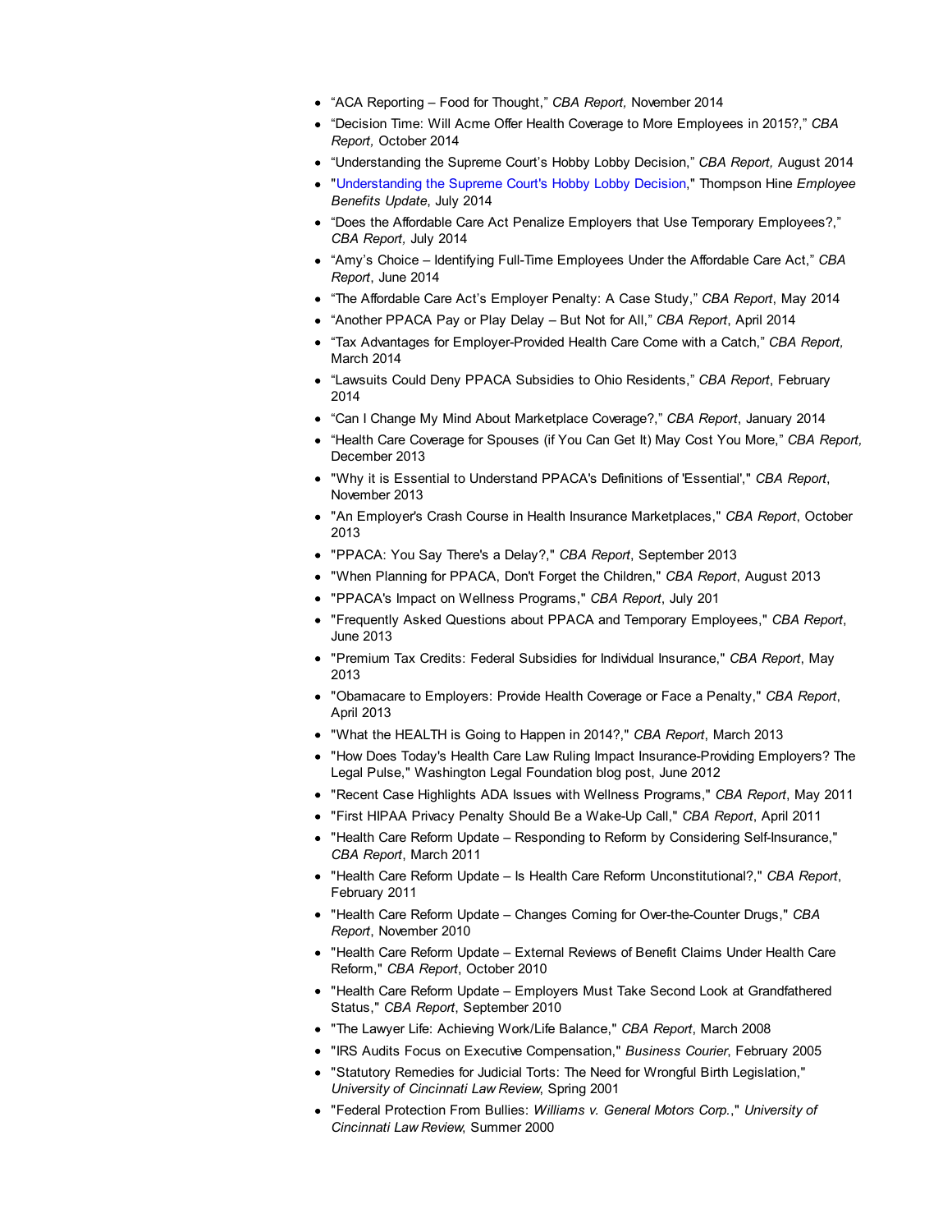- "ACA Reporting – Food for Thought," *CBA Report,* November 2014
- "Decision Time: Will Acme Offer Health Coverage to More Employees in 2015?," *CBA Report,* October 2014
- "Understanding the Supreme Court's Hobby Lobby Decision," *CBA Report,* August 2014
- "Understanding the Supreme Court's Hobby Lobby Decision," Thompson Hine *Employee Benefits Update*, July 2014
- "Does the Affordable Care Act Penalize Employers that Use Temporary Employees?," *CBA Report,* July 2014
- "Amy's Choice – Identifying Full-Time Employees Under the Affordable Care Act," *CBA Report*, June 2014
- "The Affordable Care Act's Employer Penalty: A Case Study," *CBA Report*, May 2014
- "Another PPACA Pay or Play Delay – But Not for All," *CBA Report*, April 2014
- "Tax Advantages for Employer-Provided Health Care Come with a Catch," *CBA Report,* March 2014
- "Lawsuits Could Deny PPACA Subsidies to Ohio Residents," *CBA Report*, February 2014
- "Can I Change My Mind About Marketplace Coverage?," *CBA Report*, January 2014
- "Health Care Coverage for Spouses (if You Can Get It) May Cost You More," *CBA Report,* December 2013
- "Why it is Essential to Understand PPACA's Definitions of 'Essential'," *CBA Report*, November 2013
- "An Employer's Crash Course in Health Insurance Marketplaces," *CBA Report*, October 2013
- "PPACA: You Say There's a Delay?," *CBA Report*, September 2013
- "When Planning for PPACA, Don't Forget the Children," *CBA Report*, August 2013
- "PPACA's Impact on Wellness Programs," *CBA Report*, July 201
- "Frequently Asked Questions about PPACA and Temporary Employees," *CBA Report*, June 2013
- "Premium Tax Credits: Federal Subsidies for Individual Insurance," *CBA Report*, May 2013
- "Obamacare to Employers: Provide Health Coverage or Face a Penalty," *CBA Report*, April 2013
- "What the HEALTH is Going to Happen in 2014?," *CBA Report*, March 2013
- "How Does Today's Health Care Law Ruling Impact Insurance-Providing Employers? The Legal Pulse," Washington Legal Foundation blog post, June 2012
- "Recent Case Highlights ADA Issues with Wellness Programs," *CBA Report*, May 2011
- "First HIPAA Privacy Penalty Should Be a Wake-Up Call," *CBA Report*, April 2011
- "Health Care Reform Update – Responding to Reform by Considering Self-Insurance," *CBA Report*, March 2011
- "Health Care Reform Update – Is Health Care Reform Unconstitutional?," *CBA Report*, February 2011
- "Health Care Reform Update – Changes Coming for Over-the-Counter Drugs," *CBA Report*, November 2010
- "Health Care Reform Update – External Reviews of Benefit Claims Under Health Care Reform," *CBA Report*, October 2010
- "Health Care Reform Update – Employers Must Take Second Look at Grandfathered Status," *CBA Report*, September 2010
- "The Lawyer Life: Achieving Work/Life Balance," *CBA Report*, March 2008
- "IRS Audits Focus on Executive Compensation," *Business Courier*, February 2005
- "Statutory Remedies for Judicial Torts: The Need for Wrongful Birth Legislation," *University of Cincinnati Law Review*, Spring 2001
- "Federal Protection From Bullies: *Williams v. General Motors Corp.*," *University of Cincinnati Law Review*, Summer 2000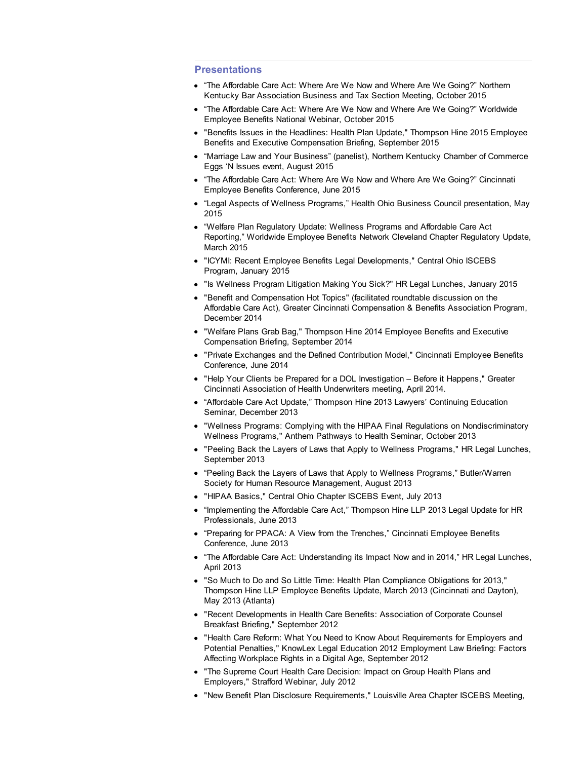## Presentations

- “The Affordable Care Act: Where Are We Now and Where Are We Going?” Northern Kentucky Bar Association Business and Tax Section Meeting, October 2015
- “The Affordable Care Act: Where Are We Now and Where Are We Going?” Worldwide Employee Benefits National Webinar, October 2015
- "Benefits Issues in the Headlines: Health Plan Update," Thompson Hine 2015 Employee Benefits and Executive Compensation Briefing, September 2015
- “Marriage Law and Your Business” (panelist), Northern Kentucky Chamber of Commerce Eggs ‘N Issues event, August 2015
- “The Affordable Care Act: Where Are We Now and Where Are We Going?” Cincinnati Employee Benefits Conference, June 2015
- “Legal Aspects of Wellness Programs,” Health Ohio Business Council presentation, May 2015
- “Welfare Plan Regulatory Update: Wellness Programs and Affordable Care Act Reporting,” Worldwide Employee Benefits Network Cleveland Chapter Regulatory Update, March 2015
- "ICYMI: Recent Employee Benefits Legal Developments," Central Ohio ISCEBS Program, January 2015
- "Is Wellness Program Litigation Making You Sick?" HR Legal Lunches, January 2015
- "Benefit and Compensation Hot Topics" (facilitated roundtable discussion on the Affordable Care Act), Greater Cincinnati Compensation & Benefits Association Program, December 2014
- "Welfare Plans Grab Bag," Thompson Hine 2014 Employee Benefits and Executive Compensation Briefing, September 2014
- "Private Exchanges and the Defined Contribution Model," Cincinnati Employee Benefits Conference, June 2014
- "Help Your Clients be Prepared for a DOL Investigation – Before it Happens," Greater Cincinnati Association of Health Underwriters meeting, April 2014.
- “Affordable Care Act Update,” Thompson Hine 2013 Lawyers’ Continuing Education Seminar, December 2013
- "Wellness Programs: Complying with the HIPAA Final Regulations on Nondiscriminatory Wellness Programs," Anthem Pathways to Health Seminar, October 2013
- "Peeling Back the Layers of Laws that Apply to Wellness Programs," HR Legal Lunches, September 2013
- “Peeling Back the Layers of Laws that Apply to Wellness Programs,” Butler/Warren Society for Human Resource Management, August 2013
- "HIPAA Basics," Central Ohio Chapter ISCEBS Event, July 2013
- “Implementing the Affordable Care Act,” Thompson Hine LLP 2013 Legal Update for HR Professionals, June 2013
- “Preparing for PPACA: A View from the Trenches,” Cincinnati Employee Benefits Conference, June 2013
- “The Affordable Care Act: Understanding its Impact Now and in 2014,” HR Legal Lunches, April 2013
- "So Much to Do and So Little Time: Health Plan Compliance Obligations for 2013," Thompson Hine LLP Employee Benefits Update, March 2013 (Cincinnati and Dayton), May 2013 (Atlanta)
- "Recent Developments in Health Care Benefits: Association of Corporate Counsel Breakfast Briefing," September 2012
- "Health Care Reform: What You Need to Know About Requirements for Employers and Potential Penalties," KnowLex Legal Education 2012 Employment Law Briefing: Factors Affecting Workplace Rights in a Digital Age, September 2012
- "The Supreme Court Health Care Decision: Impact on Group Health Plans and Employers," Strafford Webinar, July 2012
- "New Benefit Plan Disclosure Requirements," Louisville Area Chapter ISCEBS Meeting,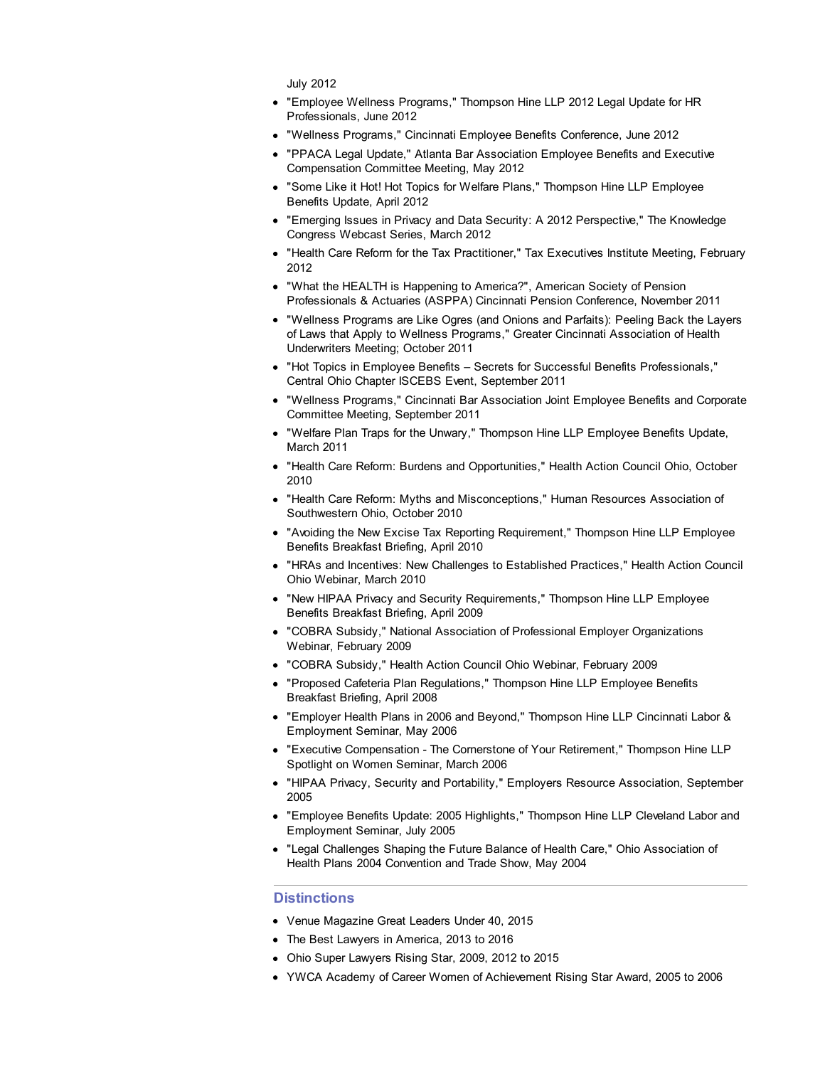July 2012

- "Employee Wellness Programs," Thompson Hine LLP 2012 Legal Update for HR Professionals, June 2012
- "Wellness Programs," Cincinnati Employee Benefits Conference, June 2012
- "PPACA Legal Update," Atlanta Bar Association Employee Benefits and Executive Compensation Committee Meeting, May 2012
- "Some Like it Hot! Hot Topics for Welfare Plans," Thompson Hine LLP Employee Benefits Update, April 2012
- "Emerging Issues in Privacy and Data Security: A 2012 Perspective," The Knowledge Congress Webcast Series, March 2012
- "Health Care Reform for the Tax Practitioner," Tax Executives Institute Meeting, February 2012
- "What the HEALTH is Happening to America?", American Society of Pension Professionals & Actuaries (ASPPA) Cincinnati Pension Conference, November 2011
- "Wellness Programs are Like Ogres (and Onions and Parfaits): Peeling Back the Layers of Laws that Apply to Wellness Programs," Greater Cincinnati Association of Health Underwriters Meeting; October 2011
- "Hot Topics in Employee Benefits – Secrets for Successful Benefits Professionals," Central Ohio Chapter ISCEBS Event, September 2011
- "Wellness Programs," Cincinnati Bar Association Joint Employee Benefits and Corporate Committee Meeting, September 2011
- "Welfare Plan Traps for the Unwary," Thompson Hine LLP Employee Benefits Update, March 2011
- "Health Care Reform: Burdens and Opportunities," Health Action Council Ohio, October 2010
- "Health Care Reform: Myths and Misconceptions," Human Resources Association of Southwestern Ohio, October 2010
- "Avoiding the New Excise Tax Reporting Requirement," Thompson Hine LLP Employee Benefits Breakfast Briefing, April 2010
- "HRAs and Incentives: New Challenges to Established Practices," Health Action Council Ohio Webinar, March 2010
- "New HIPAA Privacy and Security Requirements," Thompson Hine LLP Employee Benefits Breakfast Briefing, April 2009
- "COBRA Subsidy," National Association of Professional Employer Organizations Webinar, February 2009
- "COBRA Subsidy," Health Action Council Ohio Webinar, February 2009
- "Proposed Cafeteria Plan Regulations," Thompson Hine LLP Employee Benefits Breakfast Briefing, April 2008
- "Employer Health Plans in 2006 and Beyond," Thompson Hine LLP Cincinnati Labor & Employment Seminar, May 2006
- "Executive Compensation - The Cornerstone of Your Retirement," Thompson Hine LLP Spotlight on Women Seminar, March 2006
- "HIPAA Privacy, Security and Portability," Employers Resource Association, September 2005
- "Employee Benefits Update: 2005 Highlights," Thompson Hine LLP Cleveland Labor and Employment Seminar, July 2005
- "Legal Challenges Shaping the Future Balance of Health Care," Ohio Association of Health Plans 2004 Convention and Trade Show, May 2004

## Distinctions

- Venue Magazine Great Leaders Under 40, 2015
- The Best Lawyers in America, 2013 to 2016
- Ohio Super Lawyers Rising Star, 2009, 2012 to 2015
- YWCA Academy of Career Women of Achievement Rising Star Award, 2005 to 2006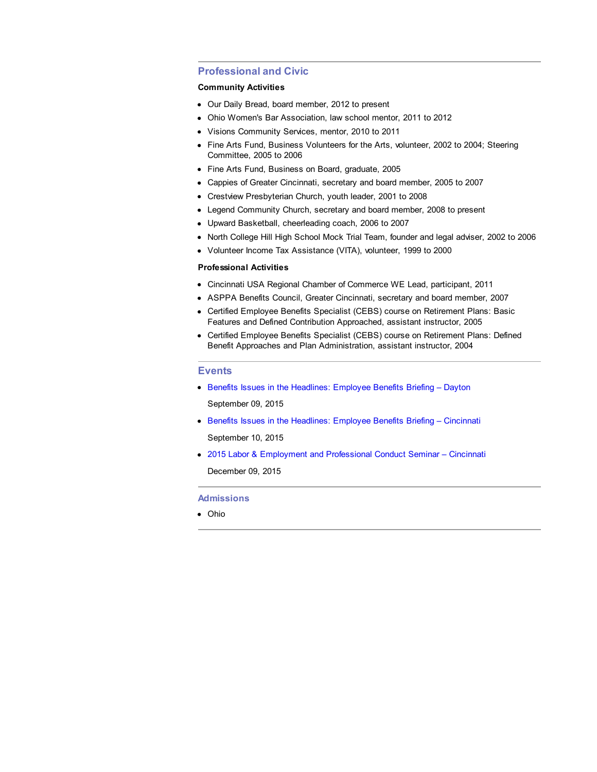## Professional and Civic

### Community Activities

- Our Daily Bread, board member, 2012 to present
- Ohio Women's Bar Association, law school mentor, 2011 to 2012
- Visions Community Services, mentor, 2010 to 2011
- Fine Arts Fund, Business Volunteers for the Arts, volunteer, 2002 to 2004; Steering Committee, 2005 to 2006
- Fine Arts Fund, Business on Board, graduate, 2005
- Cappies of Greater Cincinnati, secretary and board member, 2005 to 2007
- Crestview Presbyterian Church, youth leader, 2001 to 2008
- Legend Community Church, secretary and board member, 2008 to present
- Upward Basketball, cheerleading coach, 2006 to 2007
- North College Hill High School Mock Trial Team, founder and legal adviser, 2002 to 2006
- Volunteer Income Tax Assistance (VITA), volunteer, 1999 to 2000

### Professional Activities

- Cincinnati USA Regional Chamber of Commerce WE Lead, participant, 2011
- ASPPA Benefits Council, Greater Cincinnati, secretary and board member, 2007
- Certified Employee Benefits Specialist (CEBS) course on Retirement Plans: Basic Features and Defined Contribution Approached, assistant instructor, 2005
- Certified Employee Benefits Specialist (CEBS) course on Retirement Plans: Defined Benefit Approaches and Plan Administration, assistant instructor, 2004

## Events

- Benefits Issues in the Headlines: Employee Benefits Briefing – Dayton

  September 09, 2015

- Benefits Issues in the Headlines: Employee Benefits Briefing – Cincinnati

  September 10, 2015

- 2015 Labor & Employment and Professional Conduct Seminar – Cincinnati

  December 09, 2015

## Admissions

- Ohio